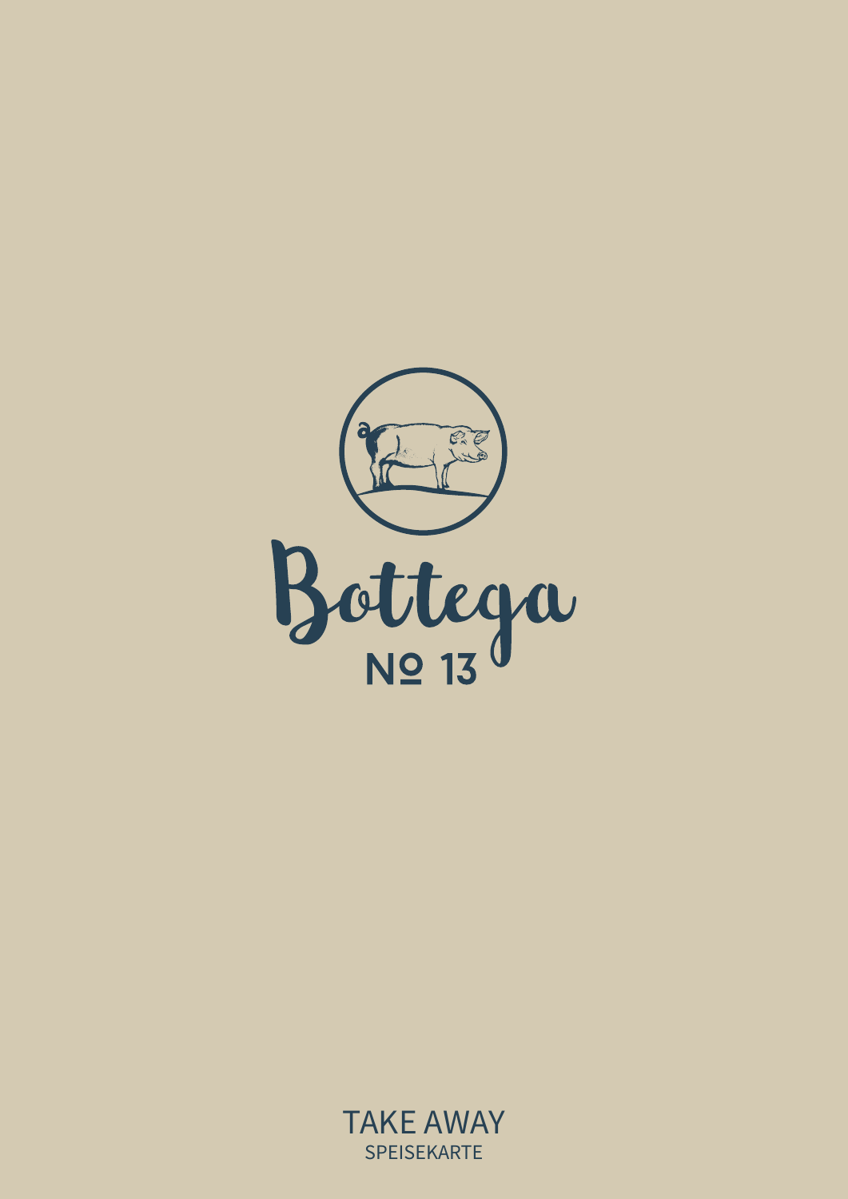# Bottega

## № 13

TAKE AWAY

SPEISEKARTE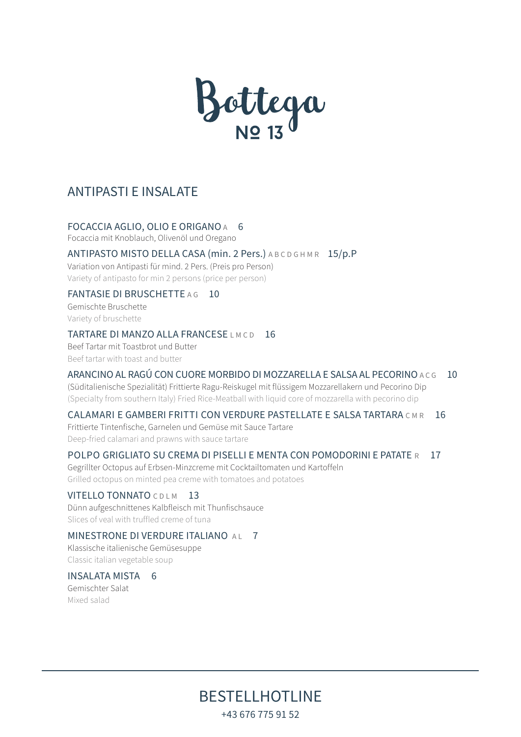# Bottega
## Nº 13

## ANTIPASTI E INSALATE

**FOCACCIA AGLIO, OLIO E ORIGANO** A 6
Focaccia mit Knoblauch, Olivenöl und Oregano

**ANTIPASTO MISTO DELLA CASA (min. 2 Pers.)** A B C D G H M R 15/p.P
Variation von Antipasti für mind. 2 Pers. (Preis pro Person)
Variety of antipasto for min 2 persons (price per person)

**FANTASIE DI BRUSCHETTE** A G 10
Gemischte Bruschette
Variety of bruschette

**TARTARE DI MANZO ALLA FRANCESE** L M C D 16
Beef Tartar mit Toastbrot und Butter
Beef tartar with toast and butter

**ARANCINO AL RAGÚ CON CUORE MORBIDO DI MOZZARELLA E SALSA AL PECORINO** A C G 10
(Süditalienische Spezialität) Frittierte Ragu-Reiskugel mit flüssigem Mozzarellakern und Pecorino Dip
(Specialty from southern Italy) Fried Rice-Meatball with liquid core of mozzarella with pecorino dip

**CALAMARI E GAMBERI FRITTI CON VERDURE PASTELLATE E SALSA TARTARA** C M R 16
Frittierte Tintenfische, Garnelen und Gemüse mit Sauce Tartare
Deep-fried calamari and prawns with sauce tartare

**POLPO GRIGLIATO SU CREMA DI PISELLI E MENTA CON POMODORINI E PATATE** R 17
Gegrillter Octopus auf Erbsen-Minzcreme mit Cocktailtomaten und Kartoffeln
Grilled octopus on minted pea creme with tomatoes and potatoes

**VITELLO TONNATO** C D L M 13
Dünn aufgeschnittenes Kalbfleisch mit Thunfischsauce
Slices of veal with truffled creme of tuna

**MINESTRONE DI VERDURE ITALIANO** A L 7
Klassische italienische Gemüsesuppe
Classic italian vegetable soup

**INSALATA MISTA** 6
Gemischter Salat
Mixed salad

---

BESTELLHOTLINE
+43 676 775 91 52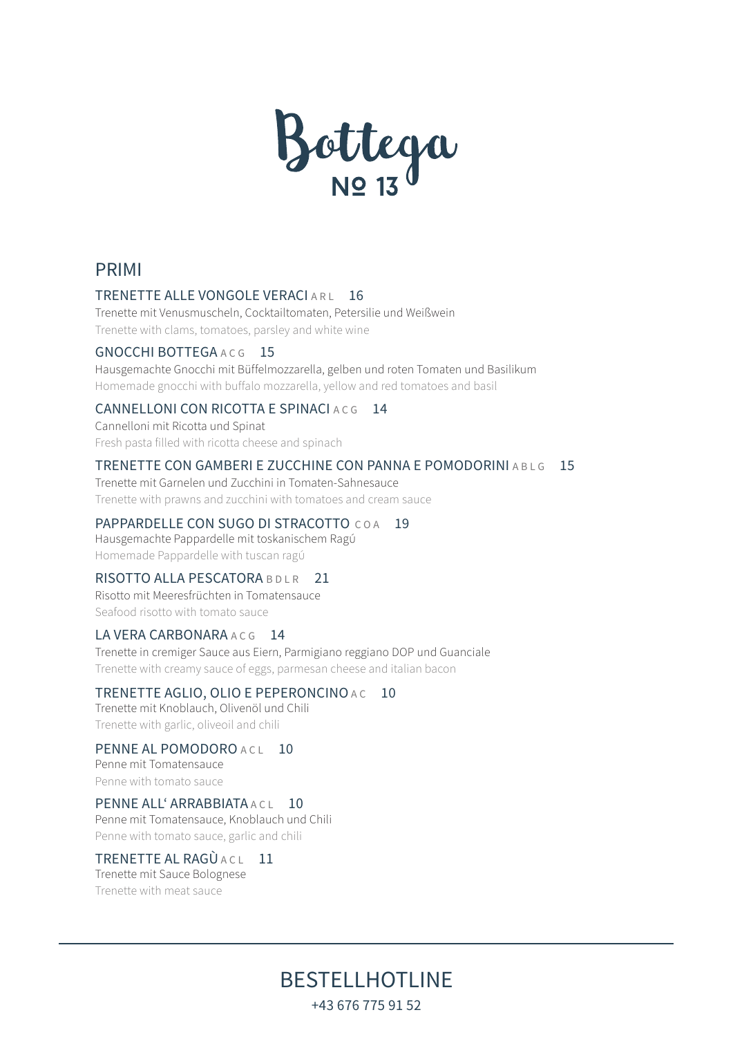# Bottega
Nº 13

## PRIMI

### TRENETTE ALLE VONGOLE VERACI A R L 16
Trenette mit Venusmuscheln, Cocktailtomaten, Petersilie und Weißwein
Trenette with clams, tomatoes, parsley and white wine

### GNOCCHI BOTTEGA A C G 15
Hausgemachte Gnocchi mit Büffelmozzarella, gelben und roten Tomaten und Basilikum
Homemade gnocchi with buffalo mozzarella, yellow and red tomatoes and basil

### CANNELLONI CON RICOTTA E SPINACI A C G 14
Cannelloni mit Ricotta und Spinat
Fresh pasta filled with ricotta cheese and spinach

### TRENETTE CON GAMBERI E ZUCCHINE CON PANNA E POMODORINI A B L G 15
Trenette mit Garnelen und Zucchini in Tomaten-Sahnesauce
Trenette with prawns and zucchini with tomatoes and cream sauce

### PAPPARDELLE CON SUGO DI STRACOTTO C O A 19
Hausgemachte Pappardelle mit toskanischem Ragú
Homemade Pappardelle with tuscan ragú

### RISOTTO ALLA PESCATORA B D L R 21
Risotto mit Meeresfrüchten in Tomatensauce
Seafood risotto with tomato sauce

### LA VERA CARBONARA A C G 14
Trenette in cremiger Sauce aus Eiern, Parmigiano reggiano DOP und Guanciale
Trenette with creamy sauce of eggs, parmesan cheese and italian bacon

### TRENETTE AGLIO, OLIO E PEPERONCINO A C 10
Trenette mit Knoblauch, Olivenöl und Chili
Trenette with garlic, oliveoil and chili

### PENNE AL POMODORO A C L 10
Penne mit Tomatensauce
Penne with tomato sauce

### PENNE ALL‘ ARRABBIATA A C L 10
Penne mit Tomatensauce, Knoblauch und Chili
Penne with tomato sauce, garlic and chili

### TRENETTE AL RAGÙ A C L 11
Trenette mit Sauce Bolognese
Trenette with meat sauce

---

BESTELLHOTLINE
+43 676 775 91 52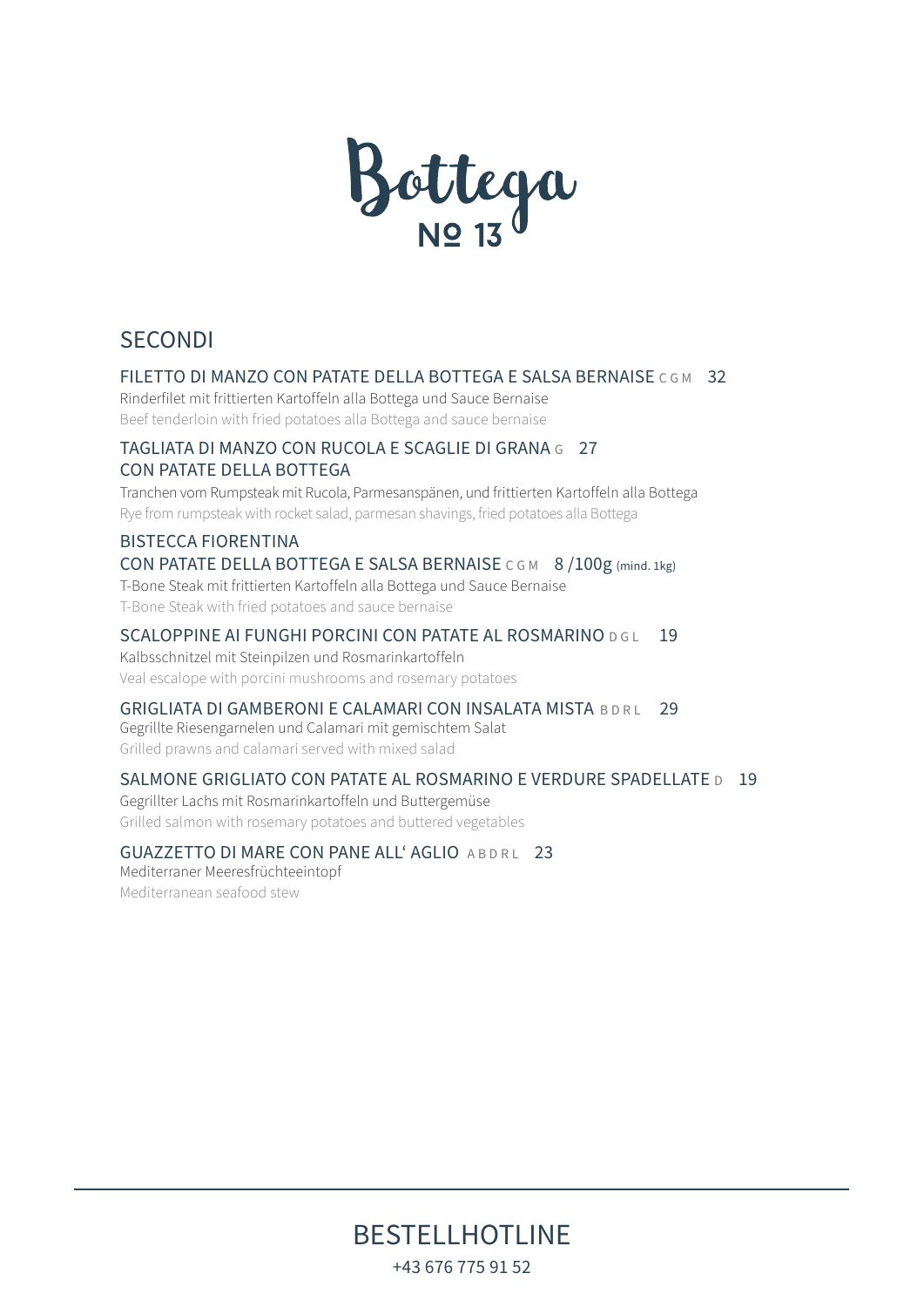# Bottega
## № 13

## SECONDI

**FILETTO DI MANZO CON PATATE DELLA BOTTEGA E SALSA BERNAISE** C G M 32
Rinderfilet mit frittierten Kartoffeln alla Bottega und Sauce Bernaise
Beef tenderloin with fried potatoes alla Bottega and sauce bernaise

**TAGLIATA DI MANZO CON RUCOLA E SCAGLIE DI GRANA** G 27
**CON PATATE DELLA BOTTEGA**
Tranchen vom Rumpsteak mit Rucola, Parmesanspänen, und frittierten Kartoffeln alla Bottega
Rye from rumpsteak with rocket salad, parmesan shavings, fried potatoes alla Bottega

**BISTECCA FIORENTINA**
**CON PATATE DELLA BOTTEGA E SALSA BERNAISE** C G M 8 /100g (mind. 1kg)
T-Bone Steak mit frittierten Kartoffeln alla Bottega und Sauce Bernaise
T-Bone Steak with fried potatoes and sauce bernaise

**SCALOPPINE AI FUNGHI PORCINI CON PATATE AL ROSMARINO** D G L 19
Kalbsschnitzel mit Steinpilzen und Rosmarinkartoffeln
Veal escalope with porcini mushrooms and rosemary potatoes

**GRIGLIATA DI GAMBERONI E CALAMARI CON INSALATA MISTA** B D R L 29
Gegrillte Riesengarnelen und Calamari mit gemischtem Salat
Grilled prawns and calamari served with mixed salad

**SALMONE GRIGLIATO CON PATATE AL ROSMARINO E VERDURE SPADELLATE** D 19
Gegrillter Lachs mit Rosmarinkartoffeln und Buttergemüse
Grilled salmon with rosemary potatoes and buttered vegetables

**GUAZZETTO DI MARE CON PANE ALL‘ AGLIO** A B D R L 23
Mediterraner Meeresfrüchteeintopf
Mediterranean seafood stew

---

BESTELLHOTLINE
+43 676 775 91 52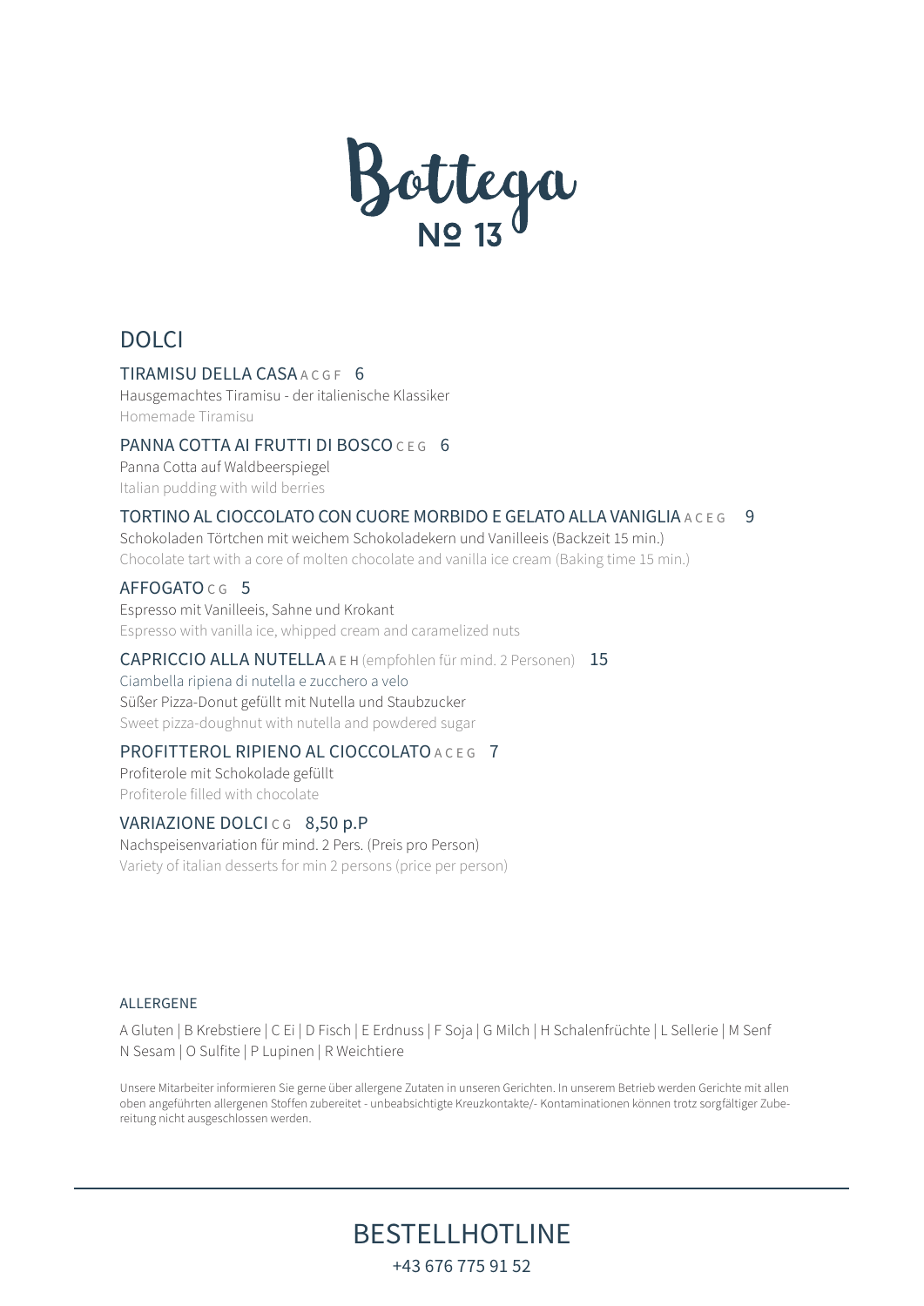# Bottega
## № 13

## DOLCI

### TIRAMISU DELLA CASA A C G F 6
Hausgemachtes Tiramisu - der italienische Klassiker
Homemade Tiramisu

### PANNA COTTA AI FRUTTI DI BOSCO C E G 6
Panna Cotta auf Waldbeerspiegel
Italian pudding with wild berries

### TORTINO AL CIOCCOLATO CON CUORE MORBIDO E GELATO ALLA VANIGLIA A C E G 9
Schokoladen Törtchen mit weichem Schokoladekern und Vanilleeis (Backzeit 15 min.)
Chocolate tart with a core of molten chocolate and vanilla ice cream (Baking time 15 min.)

### AFFOGATO C G 5
Espresso mit Vanilleeis, Sahne und Krokant
Espresso with vanilla ice, whipped cream and caramelized nuts

### CAPRICCIO ALLA NUTELLA A E H (empfohlen für mind. 2 Personen) 15
Ciambella ripiena di nutella e zucchero a velo
Süßer Pizza-Donut gefüllt mit Nutella und Staubzucker
Sweet pizza-doughnut with nutella and powdered sugar

### PROFITTEROL RIPIENO AL CIOCCOLATO A C E G 7
Profiterole mit Schokolade gefüllt
Profiterole filled with chocolate

### VARIAZIONE DOLCI C G 8,50 p.P
Nachspeisenvariation für mind. 2 Pers. (Preis pro Person)
Variety of italian desserts for min 2 persons (price per person)

#### ALLERGENE

A Gluten | B Krebstiere | C Ei | D Fisch | E Erdnuss | F Soja | G Milch | H Schalenfrüchte | L Sellerie | M Senf
N Sesam | O Sulfite | P Lupinen | R Weichtiere

Unsere Mitarbeiter informieren Sie gerne über allergene Zutaten in unseren Gerichten. In unserem Betrieb werden Gerichte mit allen oben angeführten allergenen Stoffen zubereitet - unbeabsichtigte Kreuzkontakte/- Kontaminationen können trotz sorgfältiger Zubereitung nicht ausgeschlossen werden.

## BESTELLHOTLINE
+43 676 775 91 52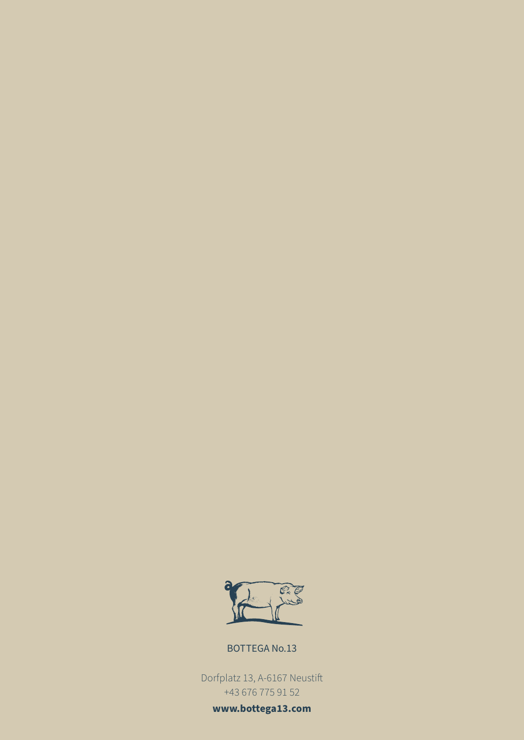BOTTEGA No.13

Dorfplatz 13, A-6167 Neustift
+43 676 775 91 52

**www.bottega13.com**